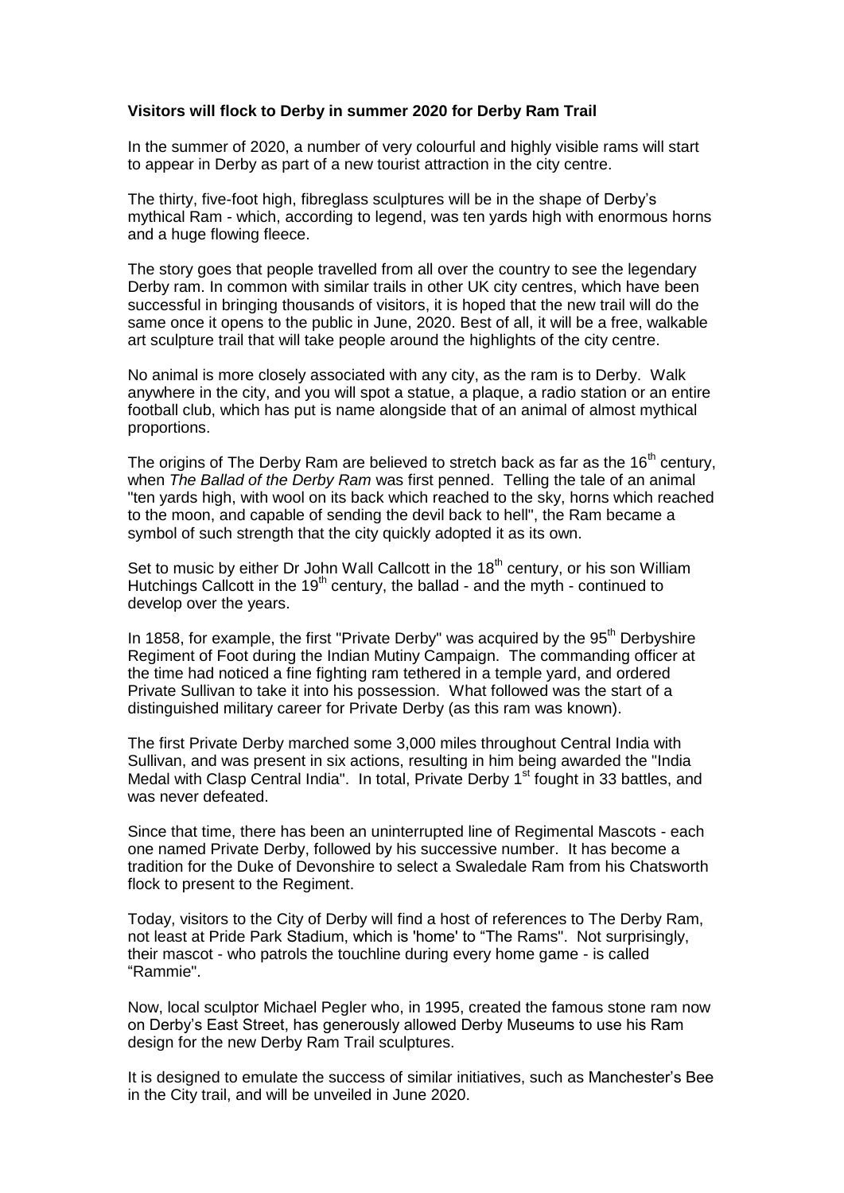**Visitors will flock to Derby in summer 2020 for Derby Ram Trail**

In the summer of 2020, a number of very colourful and highly visible rams will start to appear in Derby as part of a new tourist attraction in the city centre.

The thirty, five-foot high, fibreglass sculptures will be in the shape of Derby's mythical Ram - which, according to legend, was ten yards high with enormous horns and a huge flowing fleece.

The story goes that people travelled from all over the country to see the legendary Derby ram. In common with similar trails in other UK city centres, which have been successful in bringing thousands of visitors, it is hoped that the new trail will do the same once it opens to the public in June, 2020. Best of all, it will be a free, walkable art sculpture trail that will take people around the highlights of the city centre.

No animal is more closely associated with any city, as the ram is to Derby. Walk anywhere in the city, and you will spot a statue, a plaque, a radio station or an entire football club, which has put is name alongside that of an animal of almost mythical proportions.

The origins of The Derby Ram are believed to stretch back as far as the 16th century, when *The Ballad of the Derby Ram* was first penned. Telling the tale of an animal "ten yards high, with wool on its back which reached to the sky, horns which reached to the moon, and capable of sending the devil back to hell", the Ram became a symbol of such strength that the city quickly adopted it as its own.

Set to music by either Dr John Wall Callcott in the 18th century, or his son William Hutchings Callcott in the 19th century, the ballad - and the myth - continued to develop over the years.

In 1858, for example, the first "Private Derby" was acquired by the 95th Derbyshire Regiment of Foot during the Indian Mutiny Campaign. The commanding officer at the time had noticed a fine fighting ram tethered in a temple yard, and ordered Private Sullivan to take it into his possession. What followed was the start of a distinguished military career for Private Derby (as this ram was known).

The first Private Derby marched some 3,000 miles throughout Central India with Sullivan, and was present in six actions, resulting in him being awarded the "India Medal with Clasp Central India". In total, Private Derby 1st fought in 33 battles, and was never defeated.

Since that time, there has been an uninterrupted line of Regimental Mascots - each one named Private Derby, followed by his successive number. It has become a tradition for the Duke of Devonshire to select a Swaledale Ram from his Chatsworth flock to present to the Regiment.

Today, visitors to the City of Derby will find a host of references to The Derby Ram, not least at Pride Park Stadium, which is 'home' to "The Rams". Not surprisingly, their mascot - who patrols the touchline during every home game - is called "Rammie".

Now, local sculptor Michael Pegler who, in 1995, created the famous stone ram now on Derby's East Street, has generously allowed Derby Museums to use his Ram design for the new Derby Ram Trail sculptures.

It is designed to emulate the success of similar initiatives, such as Manchester's Bee in the City trail, and will be unveiled in June 2020.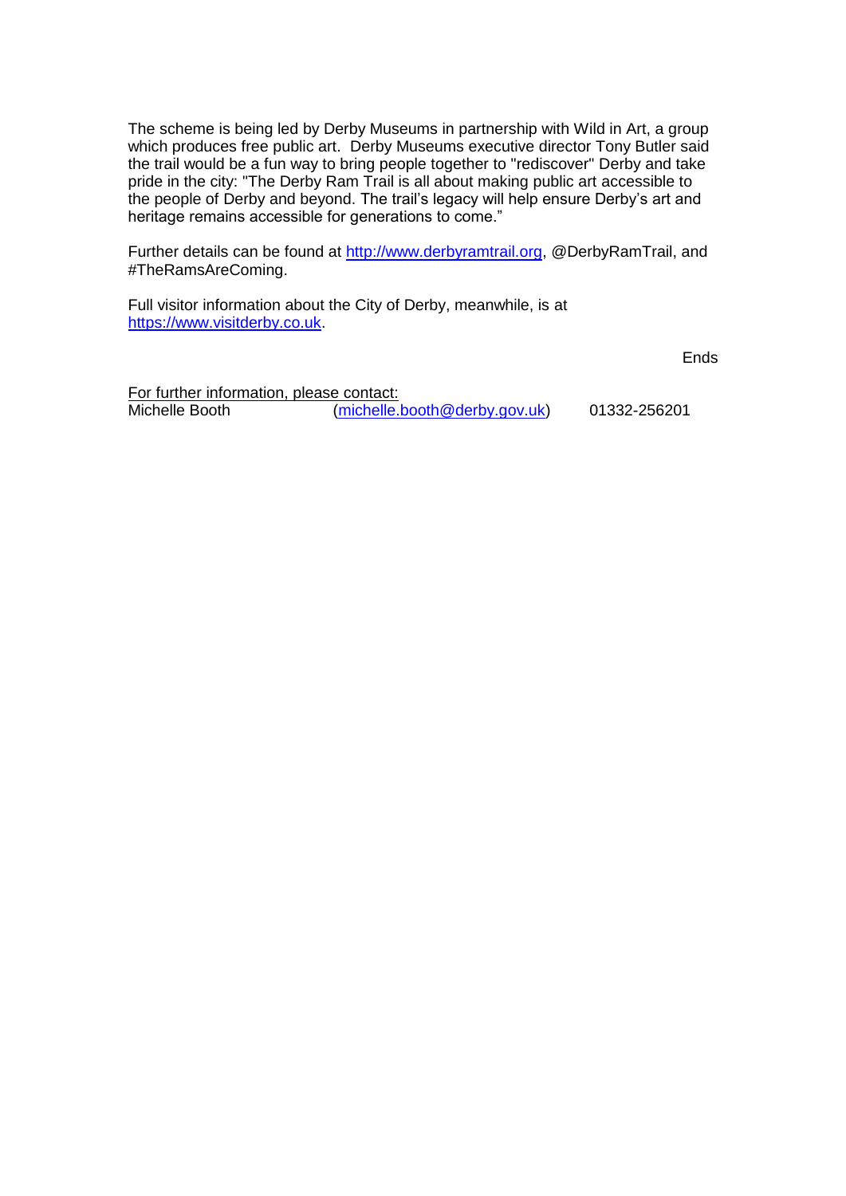The scheme is being led by Derby Museums in partnership with Wild in Art, a group which produces free public art.  Derby Museums executive director Tony Butler said the trail would be a fun way to bring people together to "rediscover" Derby and take pride in the city: "The Derby Ram Trail is all about making public art accessible to the people of Derby and beyond. The trail's legacy will help ensure Derby's art and heritage remains accessible for generations to come."

Further details can be found at http://www.derbyramtrail.org, @DerbyRamTrail, and #TheRamsAreComing.

Full visitor information about the City of Derby, meanwhile, is at https://www.visitderby.co.uk.

Ends

For further information, please contact:
Michelle Booth (michelle.booth@derby.gov.uk) 01332-256201